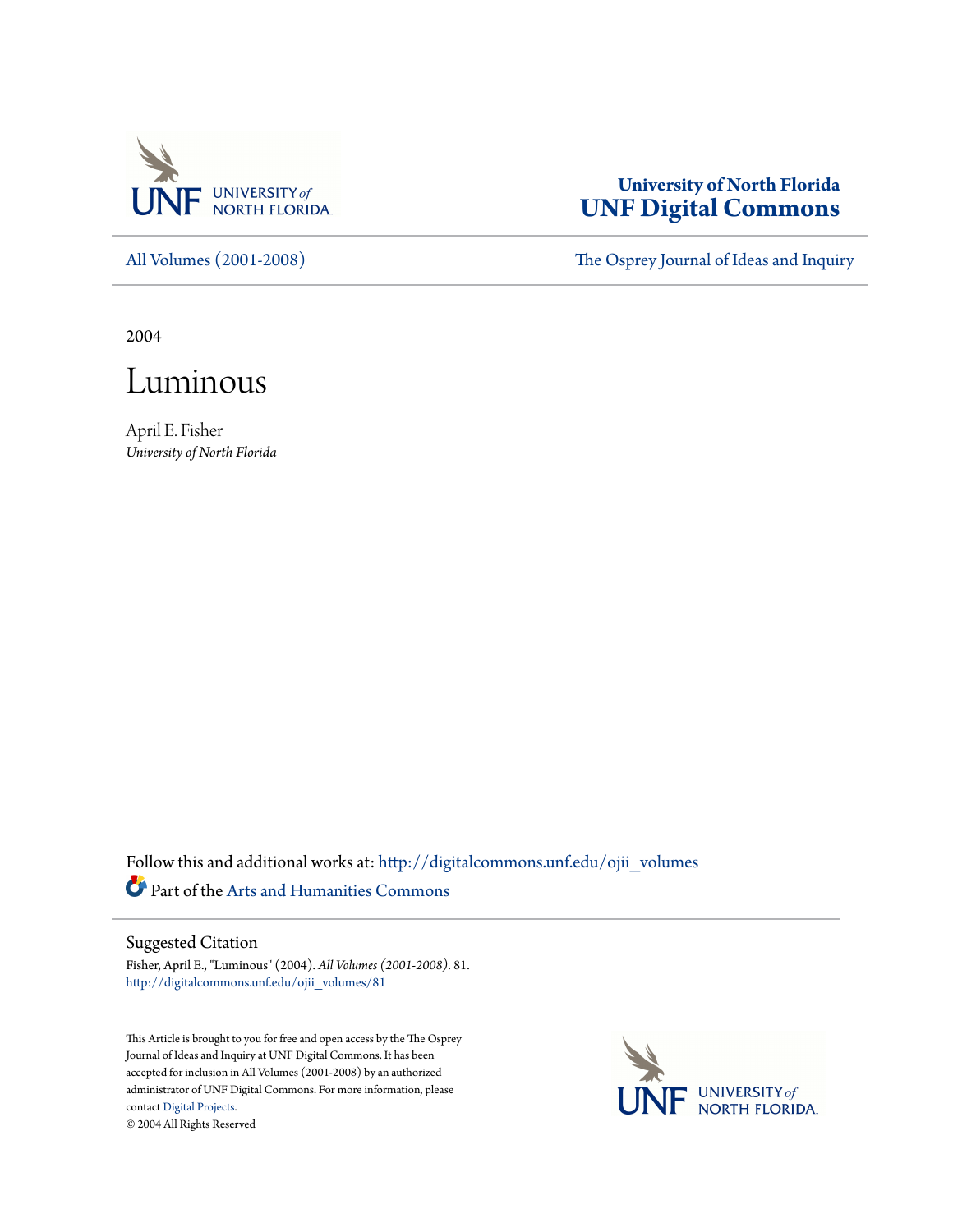University of North Florida
**UNF Digital Commons**

All Volumes (2001-2008) | The Osprey Journal of Ideas and Inquiry

2004

# Luminous

April E. Fisher
*University of North Florida*

Follow this and additional works at: http://digitalcommons.unf.edu/ojii_volumes

Part of the Arts and Humanities Commons

## Suggested Citation

Fisher, April E., "Luminous" (2004). *All Volumes (2001-2008)*. 81.
http://digitalcommons.unf.edu/ojii_volumes/81

This Article is brought to you for free and open access by the The Osprey Journal of Ideas and Inquiry at UNF Digital Commons. It has been accepted for inclusion in All Volumes (2001-2008) by an authorized administrator of UNF Digital Commons. For more information, please contact Digital Projects.
© 2004 All Rights Reserved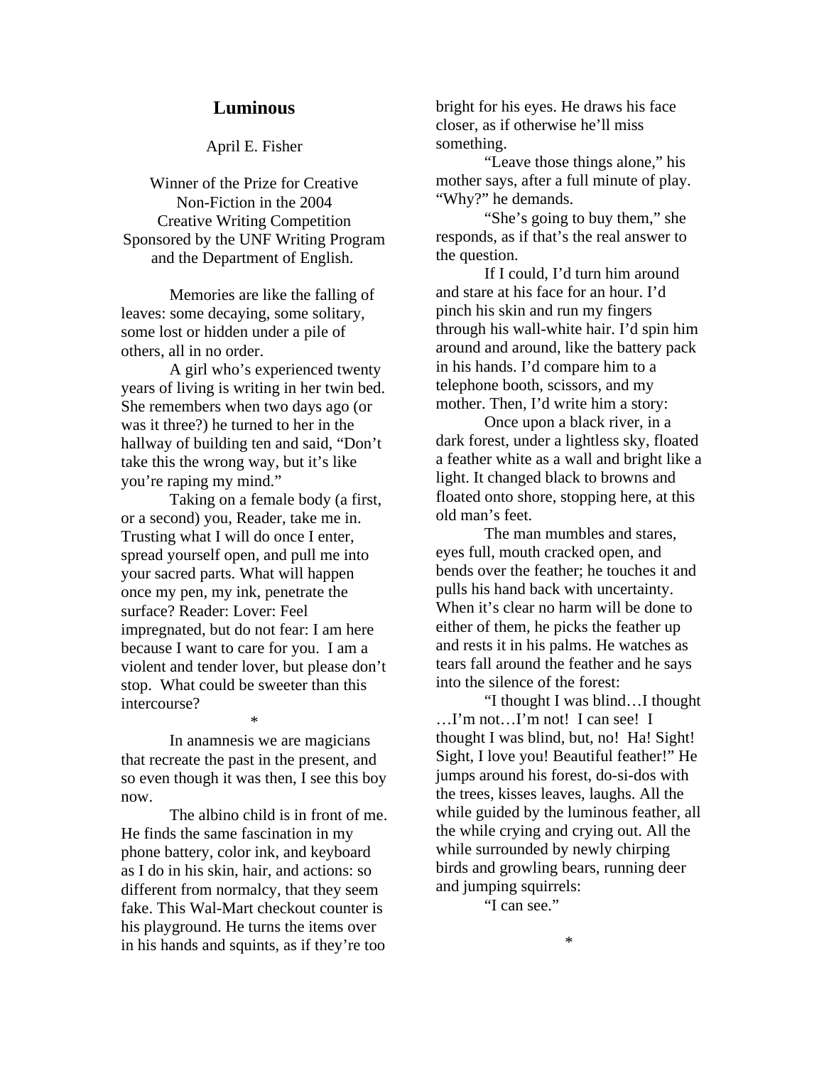# Luminous

April E. Fisher

Winner of the Prize for Creative Non-Fiction in the 2004 Creative Writing Competition Sponsored by the UNF Writing Program and the Department of English.

Memories are like the falling of leaves: some decaying, some solitary, some lost or hidden under a pile of others, all in no order.

A girl who's experienced twenty years of living is writing in her twin bed. She remembers when two days ago (or was it three?) he turned to her in the hallway of building ten and said, "Don't take this the wrong way, but it's like you're raping my mind."

Taking on a female body (a first, or a second) you, Reader, take me in. Trusting what I will do once I enter, spread yourself open, and pull me into your sacred parts. What will happen once my pen, my ink, penetrate the surface? Reader: Lover: Feel impregnated, but do not fear: I am here because I want to care for you. I am a violent and tender lover, but please don't stop. What could be sweeter than this intercourse?

*

In anamnesis we are magicians that recreate the past in the present, and so even though it was then, I see this boy now.

The albino child is in front of me. He finds the same fascination in my phone battery, color ink, and keyboard as I do in his skin, hair, and actions: so different from normalcy, that they seem fake. This Wal-Mart checkout counter is his playground. He turns the items over in his hands and squints, as if they're too bright for his eyes. He draws his face closer, as if otherwise he'll miss something.

"Leave those things alone," his mother says, after a full minute of play.
"Why?" he demands.

"She's going to buy them," she responds, as if that's the real answer to the question.

If I could, I'd turn him around and stare at his face for an hour. I'd pinch his skin and run my fingers through his wall-white hair. I'd spin him around and around, like the battery pack in his hands. I'd compare him to a telephone booth, scissors, and my mother. Then, I'd write him a story:

Once upon a black river, in a dark forest, under a lightless sky, floated a feather white as a wall and bright like a light. It changed black to browns and floated onto shore, stopping here, at this old man's feet.

The man mumbles and stares, eyes full, mouth cracked open, and bends over the feather; he touches it and pulls his hand back with uncertainty. When it's clear no harm will be done to either of them, he picks the feather up and rests it in his palms. He watches as tears fall around the feather and he says into the silence of the forest:

"I thought I was blind…I thought …I'm not…I'm not! I can see! I thought I was blind, but, no! Ha! Sight! Sight, I love you! Beautiful feather!" He jumps around his forest, do-si-dos with the trees, kisses leaves, laughs. All the while guided by the luminous feather, all the while crying and crying out. All the while surrounded by newly chirping birds and growling bears, running deer and jumping squirrels:

"I can see."

*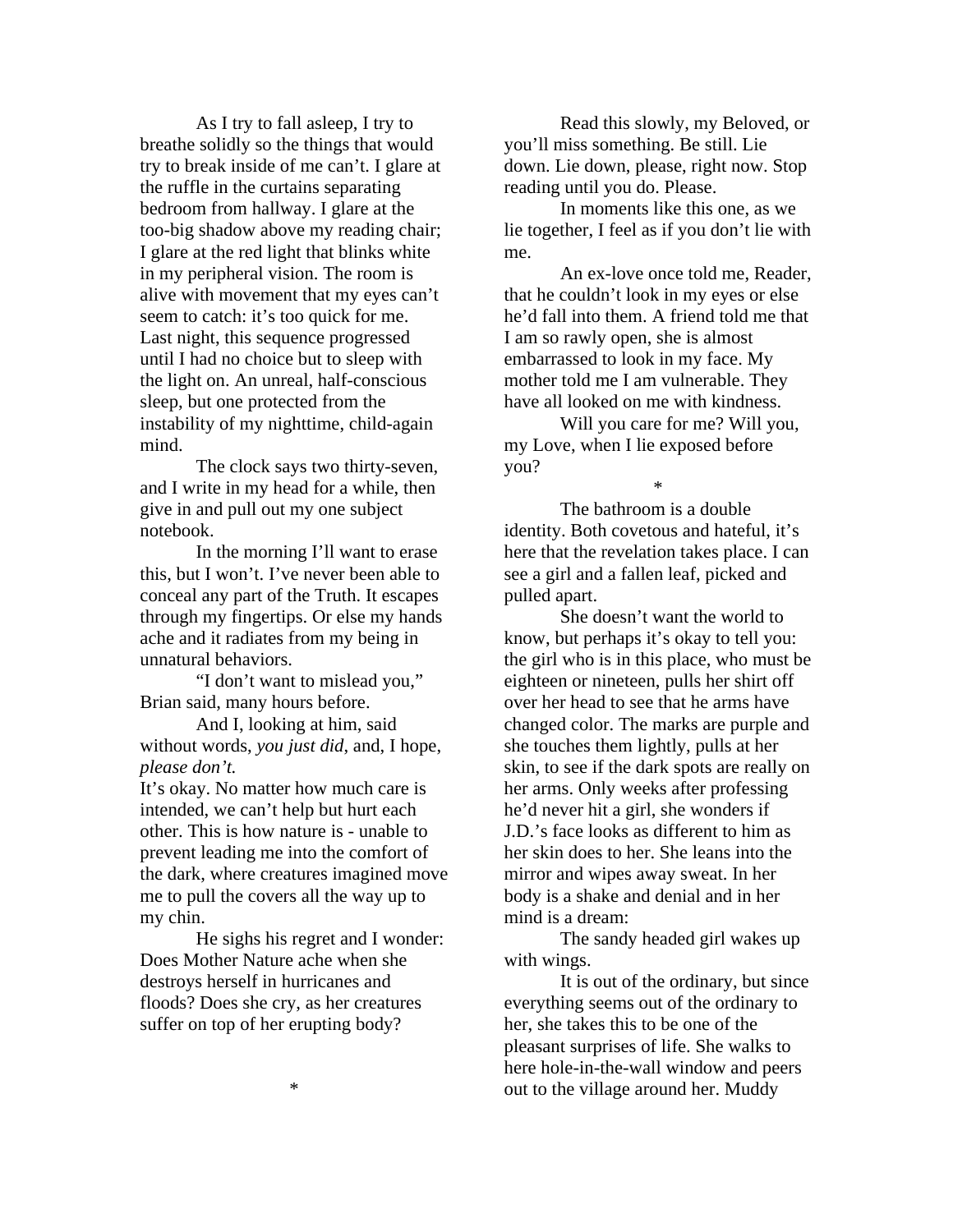As I try to fall asleep, I try to breathe solidly so the things that would try to break inside of me can't. I glare at the ruffle in the curtains separating bedroom from hallway. I glare at the too-big shadow above my reading chair; I glare at the red light that blinks white in my peripheral vision. The room is alive with movement that my eyes can't seem to catch: it's too quick for me. Last night, this sequence progressed until I had no choice but to sleep with the light on. An unreal, half-conscious sleep, but one protected from the instability of my nighttime, child-again mind.

The clock says two thirty-seven, and I write in my head for a while, then give in and pull out my one subject notebook.

In the morning I'll want to erase this, but I won't. I've never been able to conceal any part of the Truth. It escapes through my fingertips. Or else my hands ache and it radiates from my being in unnatural behaviors.

"I don't want to mislead you," Brian said, many hours before.

And I, looking at him, said without words, *you just did*, and, I hope, *please don't.*

It's okay. No matter how much care is intended, we can't help but hurt each other. This is how nature is - unable to prevent leading me into the comfort of the dark, where creatures imagined move me to pull the covers all the way up to my chin.

He sighs his regret and I wonder: Does Mother Nature ache when she destroys herself in hurricanes and floods? Does she cry, as her creatures suffer on top of her erupting body?

*

Read this slowly, my Beloved, or you'll miss something. Be still. Lie down. Lie down, please, right now. Stop reading until you do. Please.

In moments like this one, as we lie together, I feel as if you don't lie with me.

An ex-love once told me, Reader, that he couldn't look in my eyes or else he'd fall into them. A friend told me that I am so rawly open, she is almost embarrassed to look in my face. My mother told me I am vulnerable. They have all looked on me with kindness.

Will you care for me? Will you, my Love, when I lie exposed before you?

*

The bathroom is a double identity. Both covetous and hateful, it's here that the revelation takes place. I can see a girl and a fallen leaf, picked and pulled apart.

She doesn't want the world to know, but perhaps it's okay to tell you: the girl who is in this place, who must be eighteen or nineteen, pulls her shirt off over her head to see that he arms have changed color. The marks are purple and she touches them lightly, pulls at her skin, to see if the dark spots are really on her arms. Only weeks after professing he'd never hit a girl, she wonders if J.D.'s face looks as different to him as her skin does to her. She leans into the mirror and wipes away sweat. In her body is a shake and denial and in her mind is a dream:

The sandy headed girl wakes up with wings.

It is out of the ordinary, but since everything seems out of the ordinary to her, she takes this to be one of the pleasant surprises of life. She walks to here hole-in-the-wall window and peers out to the village around her. Muddy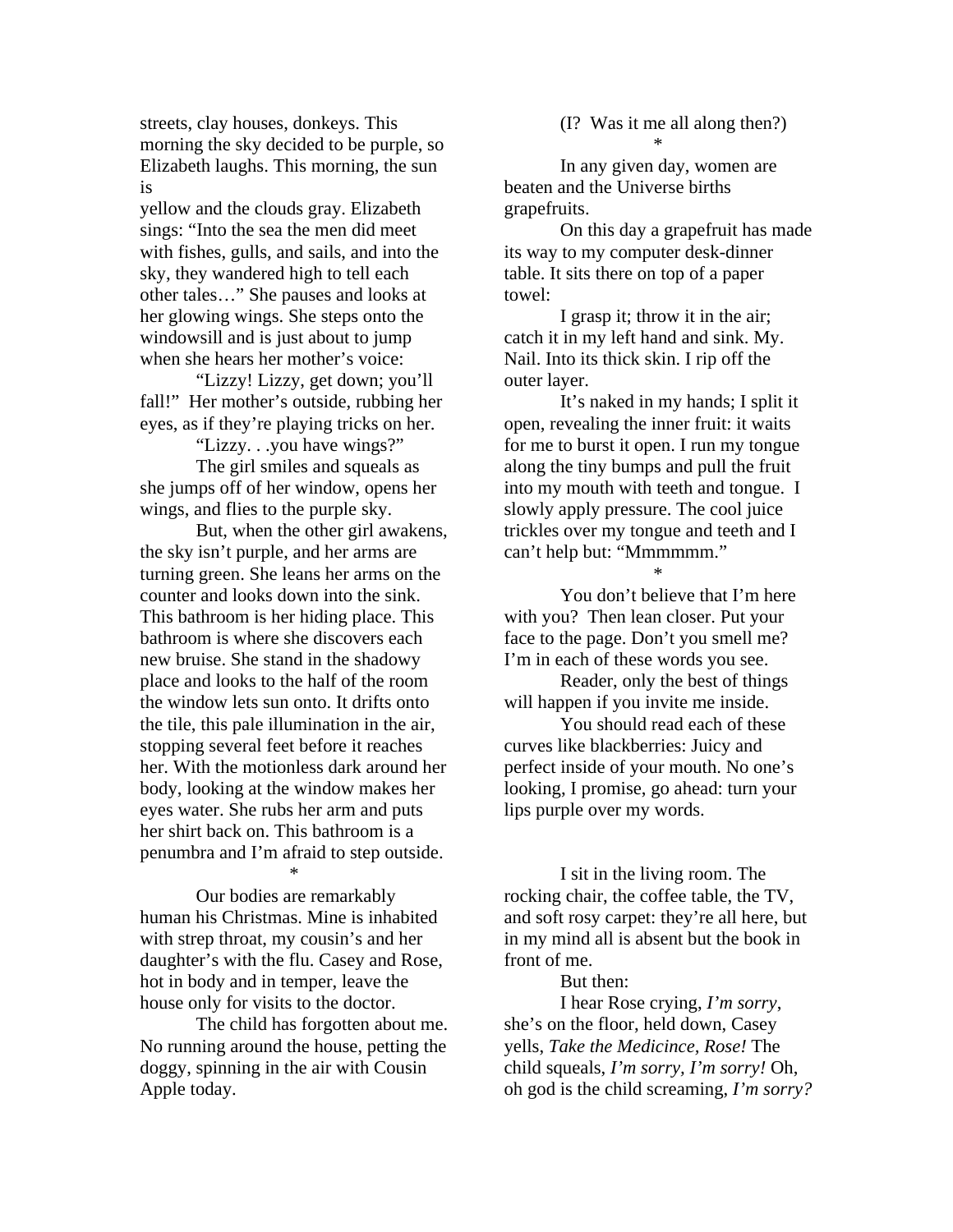streets, clay houses, donkeys. This morning the sky decided to be purple, so Elizabeth laughs. This morning, the sun is yellow and the clouds gray. Elizabeth sings: "Into the sea the men did meet with fishes, gulls, and sails, and into the sky, they wandered high to tell each other tales…" She pauses and looks at her glowing wings. She steps onto the windowsill and is just about to jump when she hears her mother's voice:

"Lizzy! Lizzy, get down; you'll fall!" Her mother's outside, rubbing her eyes, as if they're playing tricks on her.

"Lizzy. . .you have wings?"

The girl smiles and squeals as she jumps off of her window, opens her wings, and flies to the purple sky.

But, when the other girl awakens, the sky isn't purple, and her arms are turning green. She leans her arms on the counter and looks down into the sink. This bathroom is her hiding place. This bathroom is where she discovers each new bruise. She stand in the shadowy place and looks to the half of the room the window lets sun onto. It drifts onto the tile, this pale illumination in the air, stopping several feet before it reaches her. With the motionless dark around her body, looking at the window makes her eyes water. She rubs her arm and puts her shirt back on. This bathroom is a penumbra and I'm afraid to step outside.

*

Our bodies are remarkably human his Christmas. Mine is inhabited with strep throat, my cousin's and her daughter's with the flu. Casey and Rose, hot in body and in temper, leave the house only for visits to the doctor.

The child has forgotten about me. No running around the house, petting the doggy, spinning in the air with Cousin Apple today.

(I? Was it me all along then?)

*

In any given day, women are beaten and the Universe births grapefruits.

On this day a grapefruit has made its way to my computer desk-dinner table. It sits there on top of a paper towel:

I grasp it; throw it in the air; catch it in my left hand and sink. My. Nail. Into its thick skin. I rip off the outer layer.

It's naked in my hands; I split it open, revealing the inner fruit: it waits for me to burst it open. I run my tongue along the tiny bumps and pull the fruit into my mouth with teeth and tongue. I slowly apply pressure. The cool juice trickles over my tongue and teeth and I can't help but: "Mmmmmm."

*

You don't believe that I'm here with you? Then lean closer. Put your face to the page. Don't you smell me? I'm in each of these words you see.

Reader, only the best of things will happen if you invite me inside.

You should read each of these curves like blackberries: Juicy and perfect inside of your mouth. No one's looking, I promise, go ahead: turn your lips purple over my words.

I sit in the living room. The rocking chair, the coffee table, the TV, and soft rosy carpet: they're all here, but in my mind all is absent but the book in front of me.

But then:

I hear Rose crying, *I'm sorry*, she's on the floor, held down, Casey yells, *Take the Medicince, Rose!* The child squeals, *I'm sorry, I'm sorry!* Oh, oh god is the child screaming, *I'm sorry?*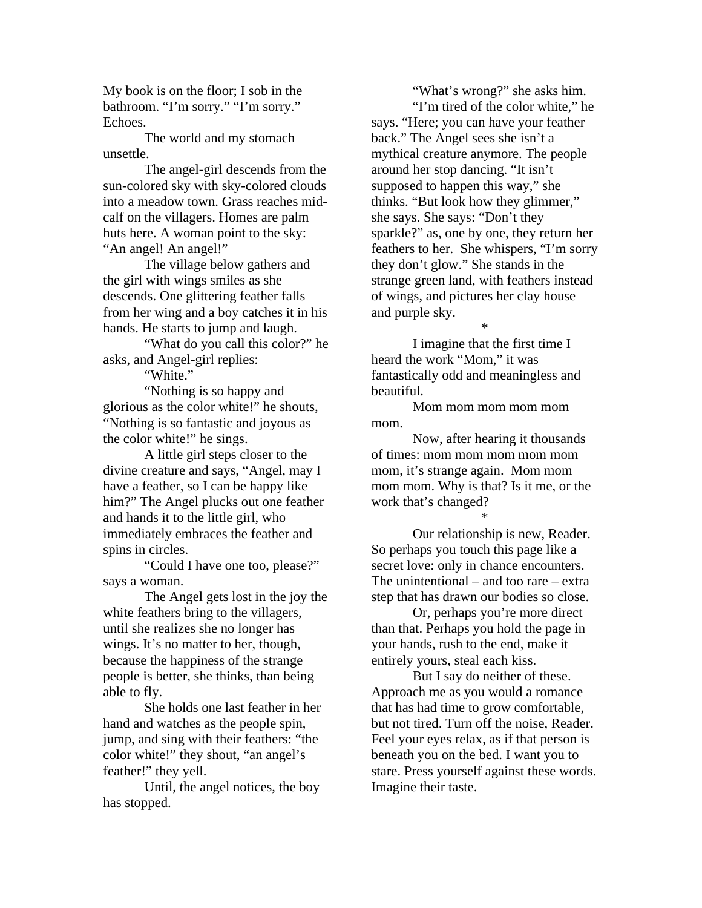My book is on the floor; I sob in the bathroom. “I’m sorry.” “I’m sorry.” Echoes.

The world and my stomach unsettle.

The angel-girl descends from the sun-colored sky with sky-colored clouds into a meadow town. Grass reaches mid-calf on the villagers. Homes are palm huts here. A woman point to the sky: “An angel! An angel!”

The village below gathers and the girl with wings smiles as she descends. One glittering feather falls from her wing and a boy catches it in his hands. He starts to jump and laugh.

“What do you call this color?” he asks, and Angel-girl replies:

“White.”

“Nothing is so happy and glorious as the color white!” he shouts, “Nothing is so fantastic and joyous as the color white!” he sings.

A little girl steps closer to the divine creature and says, “Angel, may I have a feather, so I can be happy like him?” The Angel plucks out one feather and hands it to the little girl, who immediately embraces the feather and spins in circles.

“Could I have one too, please?” says a woman.

The Angel gets lost in the joy the white feathers bring to the villagers, until she realizes she no longer has wings. It’s no matter to her, though, because the happiness of the strange people is better, she thinks, than being able to fly.

She holds one last feather in her hand and watches as the people spin, jump, and sing with their feathers: “the color white!” they shout, “an angel’s feather!” they yell.

Until, the angel notices, the boy has stopped.

“What’s wrong?” she asks him.

“I’m tired of the color white,” he says. “Here; you can have your feather back.” The Angel sees she isn’t a mythical creature anymore. The people around her stop dancing. “It isn’t supposed to happen this way,” she thinks. “But look how they glimmer,” she says. She says: “Don’t they sparkle?” as, one by one, they return her feathers to her. She whispers, “I’m sorry they don’t glow.” She stands in the strange green land, with feathers instead of wings, and pictures her clay house and purple sky.

*

I imagine that the first time I heard the work “Mom,” it was fantastically odd and meaningless and beautiful.

Mom mom mom mom mom mom.

Now, after hearing it thousands of times: mom mom mom mom mom mom, it’s strange again. Mom mom mom mom. Why is that? Is it me, or the work that’s changed?

*

Our relationship is new, Reader. So perhaps you touch this page like a secret love: only in chance encounters. The unintentional – and too rare – extra step that has drawn our bodies so close.

Or, perhaps you’re more direct than that. Perhaps you hold the page in your hands, rush to the end, make it entirely yours, steal each kiss.

But I say do neither of these. Approach me as you would a romance that has had time to grow comfortable, but not tired. Turn off the noise, Reader. Feel your eyes relax, as if that person is beneath you on the bed. I want you to stare. Press yourself against these words. Imagine their taste.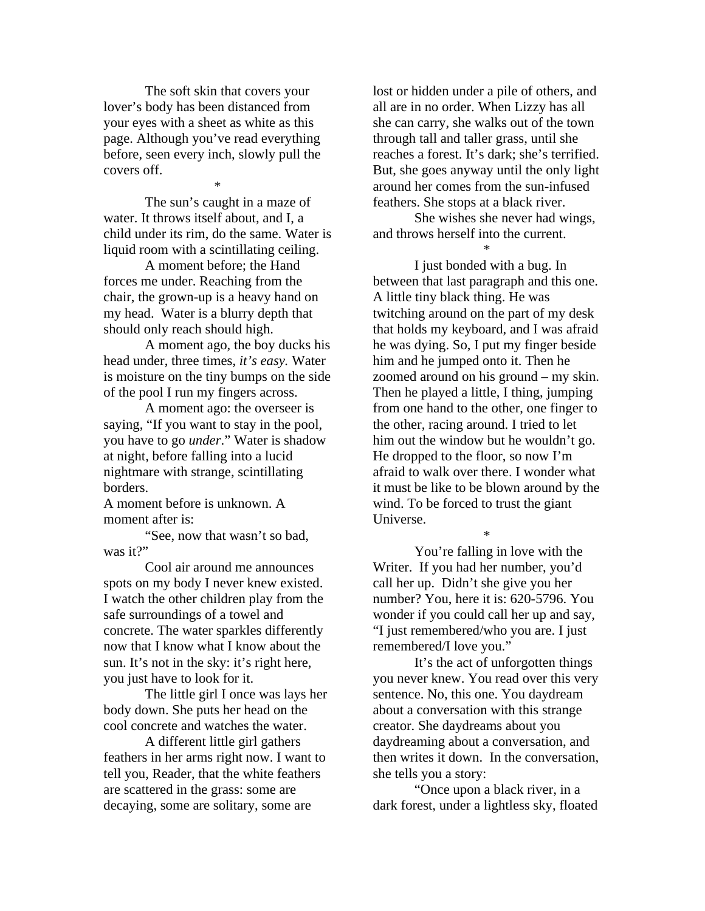The soft skin that covers your lover's body has been distanced from your eyes with a sheet as white as this page. Although you've read everything before, seen every inch, slowly pull the covers off.

*

The sun's caught in a maze of water. It throws itself about, and I, a child under its rim, do the same. Water is liquid room with a scintillating ceiling.

A moment before; the Hand forces me under. Reaching from the chair, the grown-up is a heavy hand on my head. Water is a blurry depth that should only reach should high.

A moment ago, the boy ducks his head under, three times, *it's easy.* Water is moisture on the tiny bumps on the side of the pool I run my fingers across.

A moment ago: the overseer is saying, "If you want to stay in the pool, you have to go *under*." Water is shadow at night, before falling into a lucid nightmare with strange, scintillating borders.

A moment before is unknown. A moment after is:

"See, now that wasn't so bad, was it?"

Cool air around me announces spots on my body I never knew existed. I watch the other children play from the safe surroundings of a towel and concrete. The water sparkles differently now that I know what I know about the sun. It's not in the sky: it's right here, you just have to look for it.

The little girl I once was lays her body down. She puts her head on the cool concrete and watches the water.

A different little girl gathers feathers in her arms right now. I want to tell you, Reader, that the white feathers are scattered in the grass: some are decaying, some are solitary, some are lost or hidden under a pile of others, and all are in no order. When Lizzy has all she can carry, she walks out of the town through tall and taller grass, until she reaches a forest. It's dark; she's terrified. But, she goes anyway until the only light around her comes from the sun-infused feathers. She stops at a black river.

She wishes she never had wings, and throws herself into the current.

*

I just bonded with a bug. In between that last paragraph and this one. A little tiny black thing. He was twitching around on the part of my desk that holds my keyboard, and I was afraid he was dying. So, I put my finger beside him and he jumped onto it. Then he zoomed around on his ground – my skin. Then he played a little, I thing, jumping from one hand to the other, one finger to the other, racing around. I tried to let him out the window but he wouldn't go. He dropped to the floor, so now I'm afraid to walk over there. I wonder what it must be like to be blown around by the wind. To be forced to trust the giant Universe.

*

You're falling in love with the Writer. If you had her number, you'd call her up. Didn't she give you her number? You, here it is: 620-5796. You wonder if you could call her up and say, "I just remembered/who you are. I just remembered/I love you."

It's the act of unforgotten things you never knew. You read over this very sentence. No, this one. You daydream about a conversation with this strange creator. She daydreams about you daydreaming about a conversation, and then writes it down. In the conversation, she tells you a story:

"Once upon a black river, in a dark forest, under a lightless sky, floated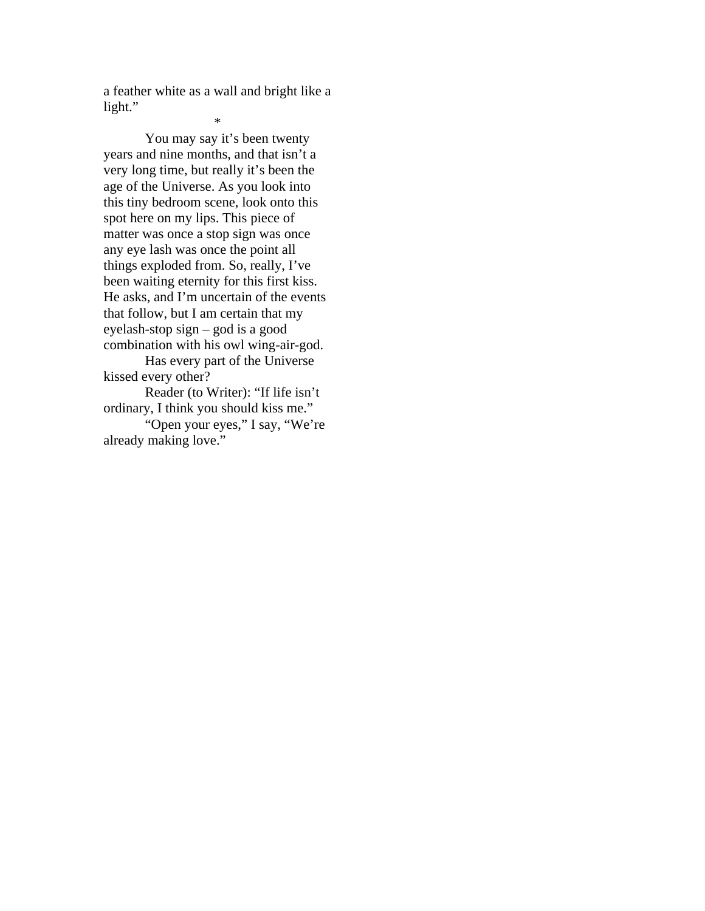a feather white as a wall and bright like a light."

*

You may say it's been twenty years and nine months, and that isn't a very long time, but really it's been the age of the Universe. As you look into this tiny bedroom scene, look onto this spot here on my lips. This piece of matter was once a stop sign was once any eye lash was once the point all things exploded from. So, really, I've been waiting eternity for this first kiss. He asks, and I'm uncertain of the events that follow, but I am certain that my eyelash-stop sign – god is a good combination with his owl wing-air-god.

Has every part of the Universe kissed every other?

Reader (to Writer): "If life isn't ordinary, I think you should kiss me."

"Open your eyes," I say, "We're already making love."